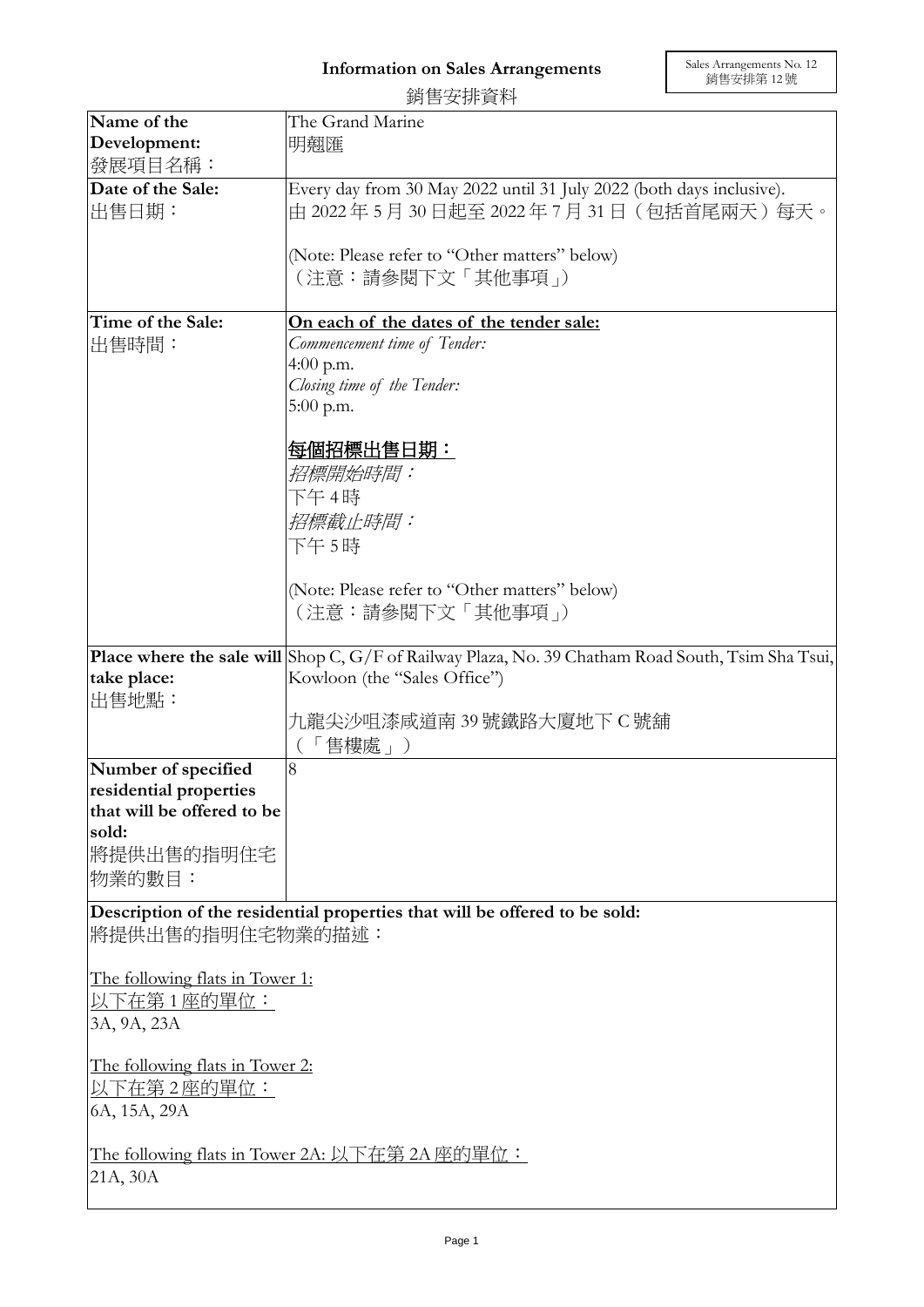# Information on Sales Arrangements

銷售安排資料

Sales Arrangements No. 12
銷售安排第 12 號

| | |
|---|---|
| **Name of the Development:**<br>發展項目名稱： | The Grand Marine<br>明翹匯 |
| **Date of the Sale:**<br>出售日期： | Every day from 30 May 2022 until 31 July 2022 (both days inclusive).<br>由 2022 年 5 月 30 日起至 2022 年 7 月 31 日（包括首尾兩天）每天。<br><br>(Note: Please refer to "Other matters" below)<br>（注意：請參閱下文「其他事項」） |
| **Time of the Sale:**<br>出售時間： | <u>**On each of the dates of the tender sale:**</u><br>*Commencement time of Tender:*<br>4:00 p.m.<br>*Closing time of the Tender:*<br>5:00 p.m.<br><br><u>**每個招標出售日期：**</u><br>*招標開始時間：*<br>下午 4 時<br>*招標截止時間：*<br>下午 5 時<br><br>(Note: Please refer to "Other matters" below)<br>（注意：請參閱下文「其他事項」） |
| **Place where the sale will take place:**<br>出售地點： | Shop C, G/F of Railway Plaza, No. 39 Chatham Road South, Tsim Sha Tsui, Kowloon (the "Sales Office")<br><br>九龍尖沙咀漆咸道南 39 號鐵路大廈地下 C 號舖<br>（「售樓處」） |
| **Number of specified residential properties that will be offered to be sold:**<br>將提供出售的指明住宅物業的數目： | 8 |

**Description of the residential properties that will be offered to be sold:**
將提供出售的指明住宅物業的描述：

<u>The following flats in Tower 1:</u>
<u>以下在第 1 座的單位：</u>
3A, 9A, 23A

<u>The following flats in Tower 2:</u>
<u>以下在第 2 座的單位：</u>
6A, 15A, 29A

<u>The following flats in Tower 2A: 以下在第 2A 座的單位：</u>
21A, 30A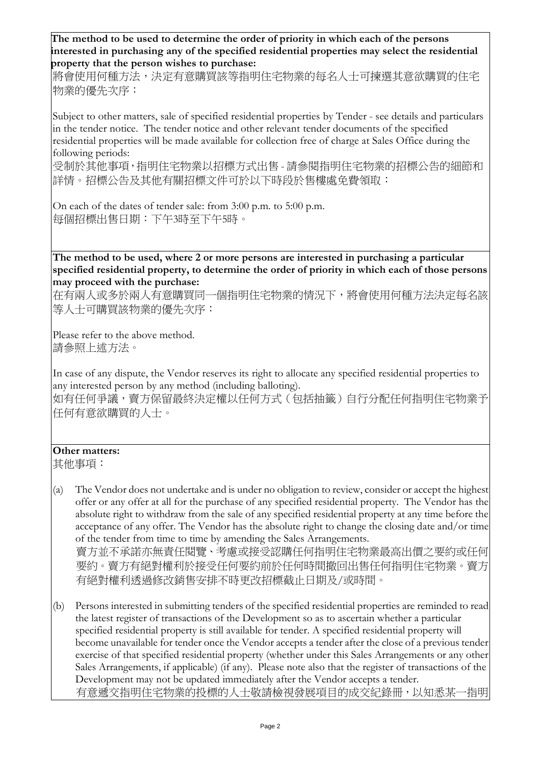**The method to be used to determine the order of priority in which each of the persons interested in purchasing any of the specified residential properties may select the residential property that the person wishes to purchase:**

將會使用何種方法，決定有意購買該等指明住宅物業的每名人士可揀選其意欲購買的住宅物業的優先次序：

Subject to other matters, sale of specified residential properties by Tender - see details and particulars in the tender notice. The tender notice and other relevant tender documents of the specified residential properties will be made available for collection free of charge at Sales Office during the following periods:

受制於其他事項，指明住宅物業以招標方式出售 - 請參閱指明住宅物業的招標公告的細節和詳情。招標公告及其他有關招標文件可於以下時段於售樓處免費領取：

On each of the dates of tender sale: from 3:00 p.m. to 5:00 p.m.

每個招標出售日期：下午3時至下午5時。

**The method to be used, where 2 or more persons are interested in purchasing a particular specified residential property, to determine the order of priority in which each of those persons may proceed with the purchase:**

在有兩人或多於兩人有意購買同一個指明住宅物業的情況下，將會使用何種方法決定每名該等人士可購買該物業的優先次序：

Please refer to the above method.

請參照上述方法。

In case of any dispute, the Vendor reserves its right to allocate any specified residential properties to any interested person by any method (including balloting).

如有任何爭議，賣方保留最終決定權以任何方式（包括抽籤）自行分配任何指明住宅物業予任何有意欲購買的人士。

**Other matters:**

其他事項：

(a) The Vendor does not undertake and is under no obligation to review, consider or accept the highest offer or any offer at all for the purchase of any specified residential property. The Vendor has the absolute right to withdraw from the sale of any specified residential property at any time before the acceptance of any offer. The Vendor has the absolute right to change the closing date and/or time of the tender from time to time by amending the Sales Arrangements.

賣方並不承諾亦無責任閱覽、考慮或接受認購任何指明住宅物業最高出價之要約或任何要約。賣方有絕對權利於接受任何要約前於任何時間撤回出售任何指明住宅物業。賣方有絕對權利透過修改銷售安排不時更改招標截止日期及/或時間。

(b) Persons interested in submitting tenders of the specified residential properties are reminded to read the latest register of transactions of the Development so as to ascertain whether a particular specified residential property is still available for tender. A specified residential property will become unavailable for tender once the Vendor accepts a tender after the close of a previous tender exercise of that specified residential property (whether under this Sales Arrangements or any other Sales Arrangements, if applicable) (if any). Please note also that the register of transactions of the Development may not be updated immediately after the Vendor accepts a tender.

有意遞交指明住宅物業的投標的人士敬請檢視發展項目的成交紀錄冊，以知悉某一指明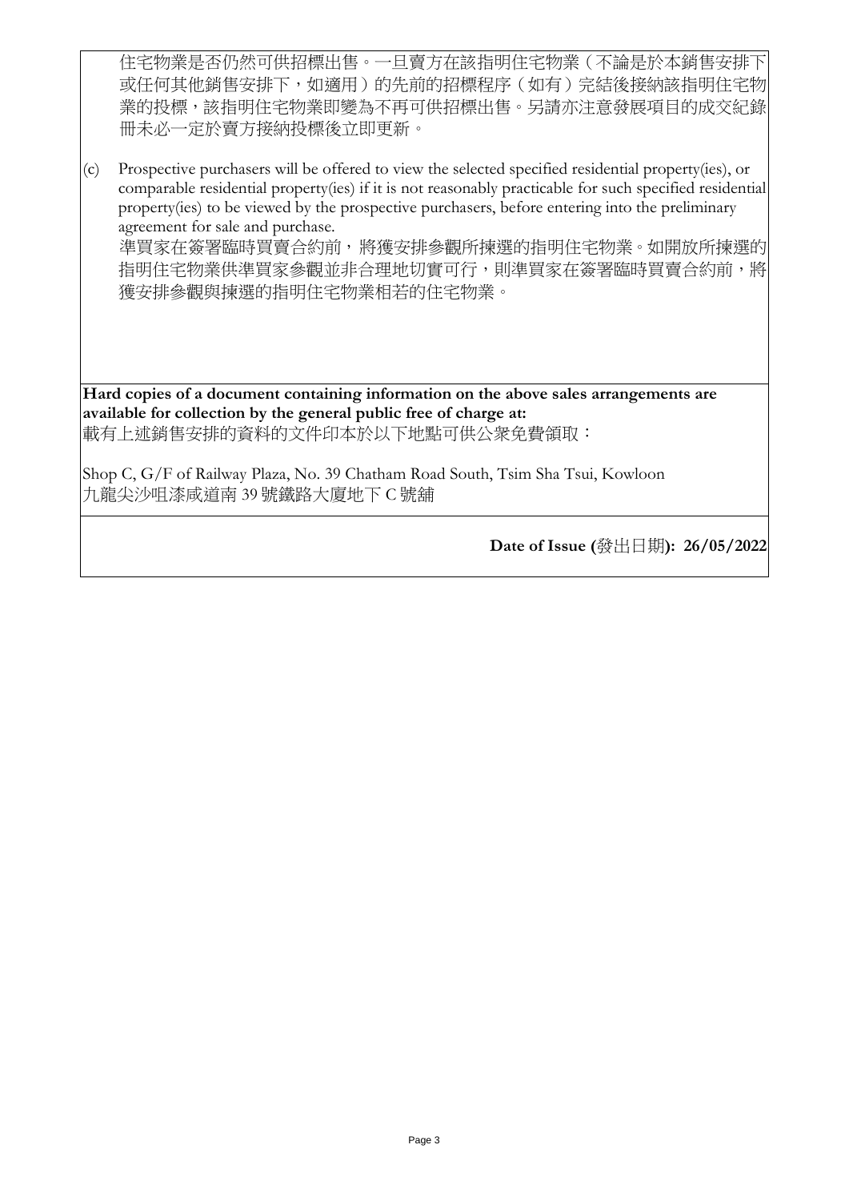住宅物業是否仍然可供招標出售。一旦賣方在該指明住宅物業（不論是於本銷售安排下或任何其他銷售安排下，如適用）的先前的招標程序（如有）完結後接納該指明住宅物業的投標，該指明住宅物業即變為不再可供招標出售。另請亦注意發展項目的成交紀錄冊未必一定於賣方接納投標後立即更新。

(c) Prospective purchasers will be offered to view the selected specified residential property(ies), or comparable residential property(ies) if it is not reasonably practicable for such specified residential property(ies) to be viewed by the prospective purchasers, before entering into the preliminary agreement for sale and purchase.
準買家在簽署臨時買賣合約前，將獲安排參觀所揀選的指明住宅物業。如開放所揀選的指明住宅物業供準買家參觀並非合理地切實可行，則準買家在簽署臨時買賣合約前，將獲安排參觀與揀選的指明住宅物業相若的住宅物業。

**Hard copies of a document containing information on the above sales arrangements are available for collection by the general public free of charge at:**
載有上述銷售安排的資料的文件印本於以下地點可供公眾免費領取：

Shop C, G/F of Railway Plaza, No. 39 Chatham Road South, Tsim Sha Tsui, Kowloon
九龍尖沙咀漆咸道南 39 號鐵路大廈地下 C 號舖

**Date of Issue (**發出日期**): 26/05/2022**